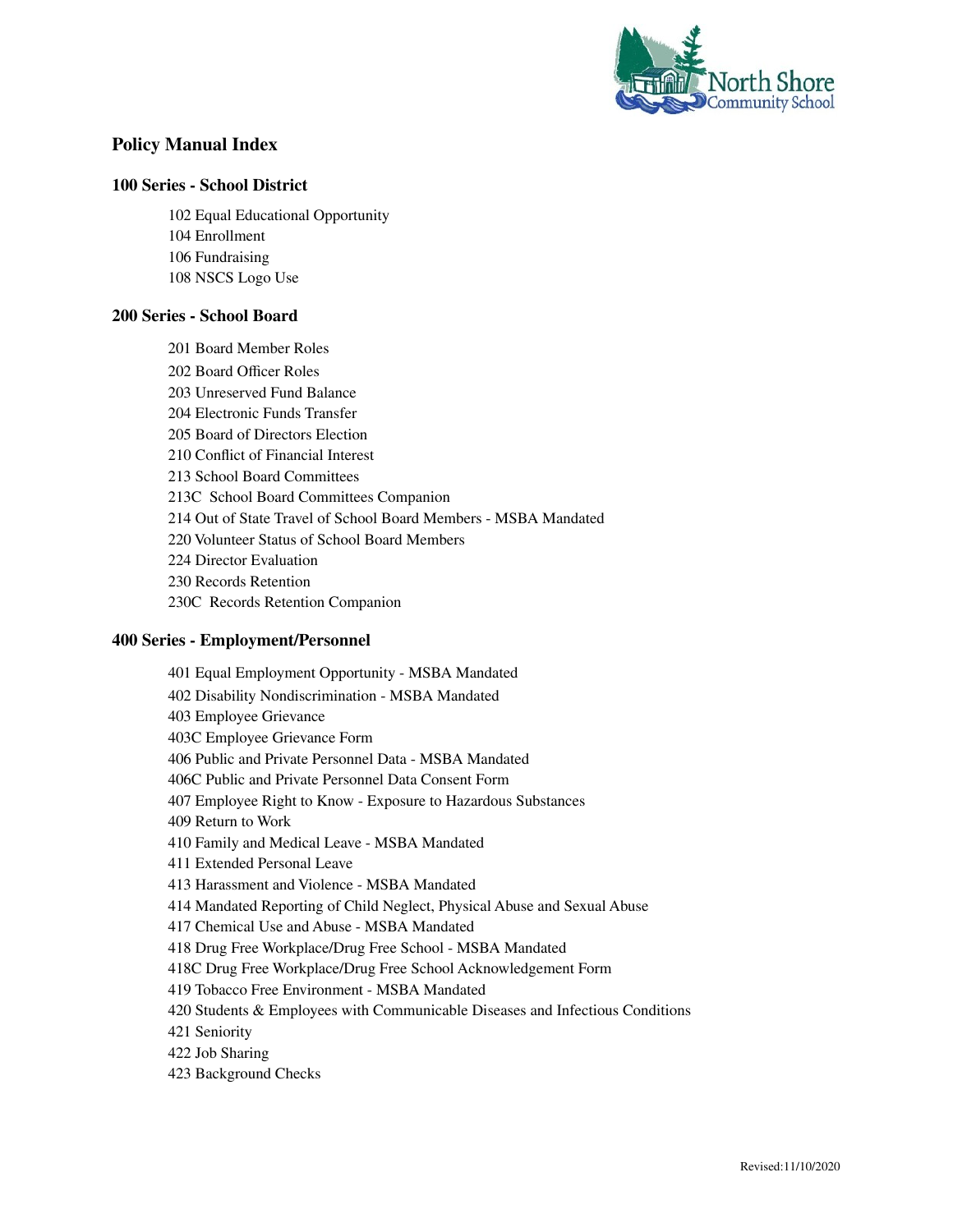## Policy Manual Index

### 100 Series - School District

- 102 Equal Educational Opportunity
- 104 Enrollment
- 106 Fundraising
- 108 NSCS Logo Use

### 200 Series - School Board

- 201 Board Member Roles
- 202 Board Officer Roles
- 203 Unreserved Fund Balance
- 204 Electronic Funds Transfer
- 205 Board of Directors Election
- 210 Conflict of Financial Interest
- 213 School Board Committees
- 213C School Board Committees Companion
- 214 Out of State Travel of School Board Members - MSBA Mandated
- 220 Volunteer Status of School Board Members
- 224 Director Evaluation
- 230 Records Retention
- 230C Records Retention Companion

### 400 Series - Employment/Personnel

- 401 Equal Employment Opportunity - MSBA Mandated
- 402 Disability Nondiscrimination - MSBA Mandated
- 403 Employee Grievance
- 403C Employee Grievance Form
- 406 Public and Private Personnel Data - MSBA Mandated
- 406C Public and Private Personnel Data Consent Form
- 407 Employee Right to Know - Exposure to Hazardous Substances
- 409 Return to Work
- 410 Family and Medical Leave - MSBA Mandated
- 411 Extended Personal Leave
- 413 Harassment and Violence - MSBA Mandated
- 414 Mandated Reporting of Child Neglect, Physical Abuse and Sexual Abuse
- 417 Chemical Use and Abuse - MSBA Mandated
- 418 Drug Free Workplace/Drug Free School - MSBA Mandated
- 418C Drug Free Workplace/Drug Free School Acknowledgement Form
- 419 Tobacco Free Environment - MSBA Mandated
- 420 Students & Employees with Communicable Diseases and Infectious Conditions
- 421 Seniority
- 422 Job Sharing
- 423 Background Checks

Revised:11/10/2020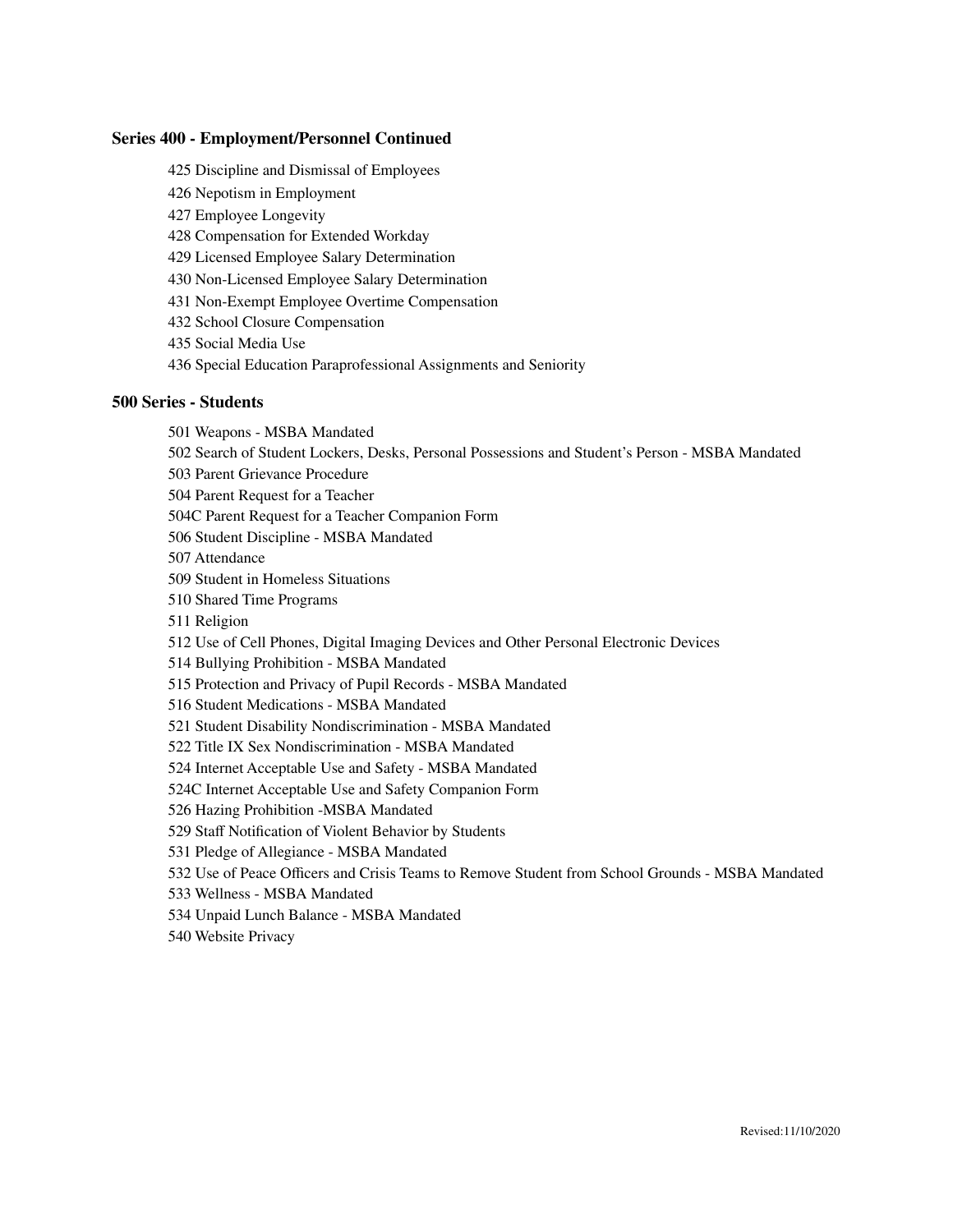## Series 400 - Employment/Personnel Continued

425 Discipline and Dismissal of Employees

426 Nepotism in Employment

427 Employee Longevity

428 Compensation for Extended Workday

429 Licensed Employee Salary Determination

430 Non-Licensed Employee Salary Determination

431 Non-Exempt Employee Overtime Compensation

432 School Closure Compensation

435 Social Media Use

436 Special Education Paraprofessional Assignments and Seniority

## 500 Series - Students

501 Weapons - MSBA Mandated

502 Search of Student Lockers, Desks, Personal Possessions and Student's Person - MSBA Mandated

503 Parent Grievance Procedure

504 Parent Request for a Teacher

504C Parent Request for a Teacher Companion Form

506 Student Discipline - MSBA Mandated

507 Attendance

509 Student in Homeless Situations

510 Shared Time Programs

511 Religion

512 Use of Cell Phones, Digital Imaging Devices and Other Personal Electronic Devices

514 Bullying Prohibition - MSBA Mandated

515 Protection and Privacy of Pupil Records - MSBA Mandated

516 Student Medications - MSBA Mandated

521 Student Disability Nondiscrimination - MSBA Mandated

522 Title IX Sex Nondiscrimination - MSBA Mandated

524 Internet Acceptable Use and Safety - MSBA Mandated

524C Internet Acceptable Use and Safety Companion Form

526 Hazing Prohibition -MSBA Mandated

529 Staff Notification of Violent Behavior by Students

531 Pledge of Allegiance - MSBA Mandated

532 Use of Peace Officers and Crisis Teams to Remove Student from School Grounds - MSBA Mandated

533 Wellness - MSBA Mandated

534 Unpaid Lunch Balance - MSBA Mandated

540 Website Privacy

Revised:11/10/2020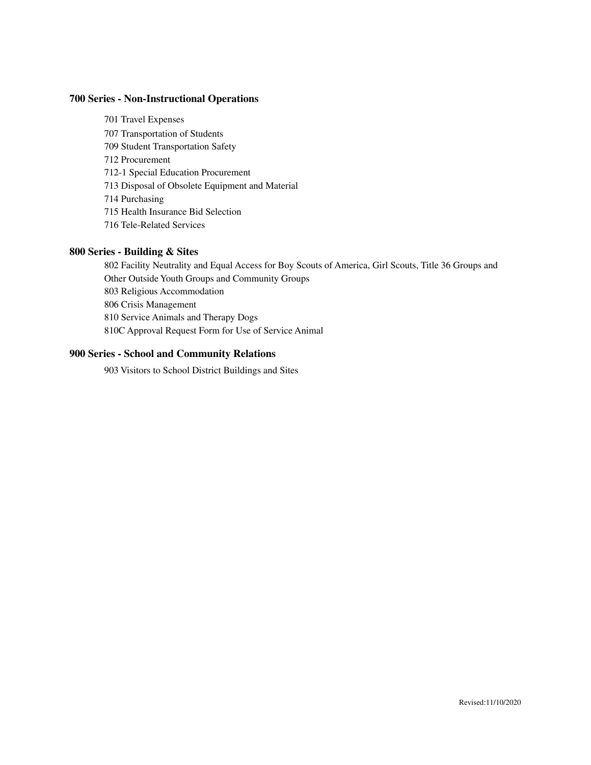## 700 Series - Non-Instructional Operations

701 Travel Expenses
707 Transportation of Students
709 Student Transportation Safety
712 Procurement
712-1 Special Education Procurement
713 Disposal of Obsolete Equipment and Material
714 Purchasing
715 Health Insurance Bid Selection
716 Tele-Related Services

## 800 Series - Building & Sites

802 Facility Neutrality and Equal Access for Boy Scouts of America, Girl Scouts, Title 36 Groups and Other Outside Youth Groups and Community Groups
803 Religious Accommodation
806 Crisis Management
810 Service Animals and Therapy Dogs
810C Approval Request Form for Use of Service Animal

## 900 Series - School and Community Relations

903 Visitors to School District Buildings and Sites

Revised:11/10/2020